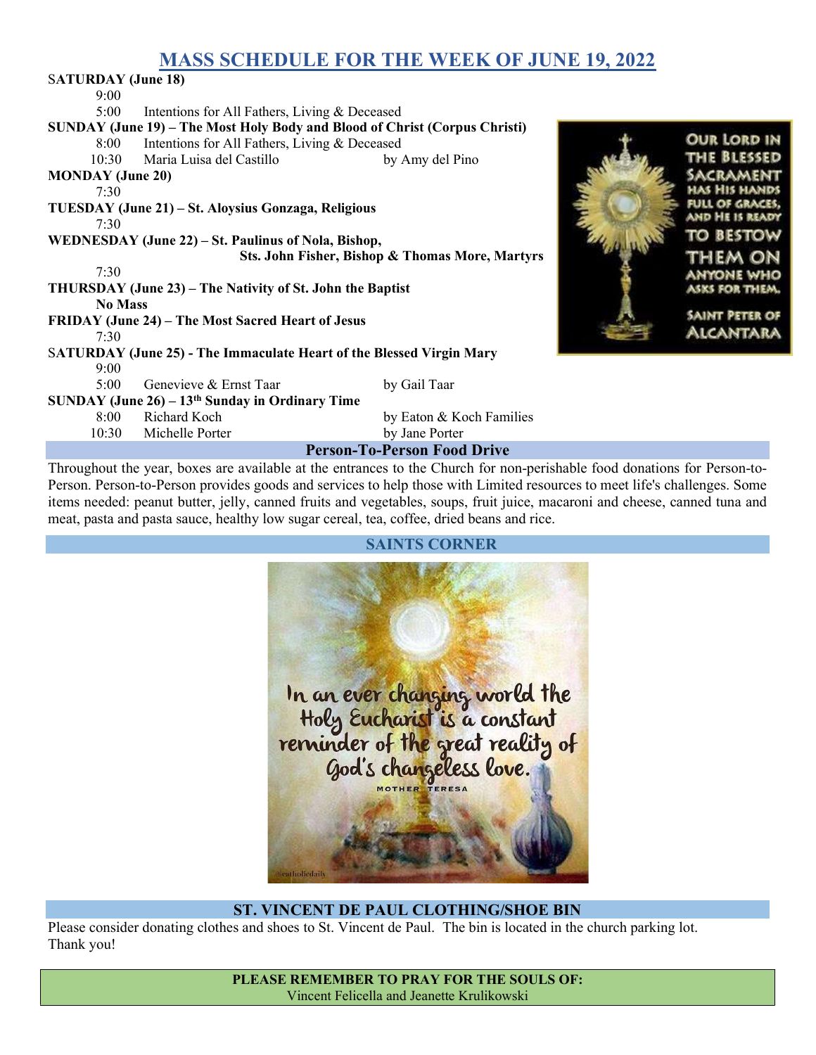# MASS SCHEDULE FOR THE WEEK OF JUNE 19, 2022

**SATURDAY (June 18)**

| | | |
|---|---|---|
| 9:00 | | |
| 5:00 | Intentions for All Fathers, Living & Deceased | |

**SUNDAY (June 19) – The Most Holy Body and Blood of Christ (Corpus Christi)**

| | | |
|---|---|---|
| 8:00 | Intentions for All Fathers, Living & Deceased | |
| 10:30 | Maria Luisa del Castillo | by Amy del Pino |

**MONDAY (June 20)**

7:30

**TUESDAY (June 21) – St. Aloysius Gonzaga, Religious**

7:30

**WEDNESDAY (June 22) – St. Paulinus of Nola, Bishop, Sts. John Fisher, Bishop & Thomas More, Martyrs**

7:30

**THURSDAY (June 23) – The Nativity of St. John the Baptist**

**No Mass**

**FRIDAY (June 24) – The Most Sacred Heart of Jesus**

7:30

**SATURDAY (June 25) - The Immaculate Heart of the Blessed Virgin Mary**

| | | |
|---|---|---|
| 9:00 | | |
| 5:00 | Genevieve & Ernst Taar | by Gail Taar |

**SUNDAY (June 26) – 13th Sunday in Ordinary Time**

| | | |
|---|---|---|
| 8:00 | Richard Koch | by Eaton & Koch Families |
| 10:30 | Michelle Porter | by Jane Porter |

OUR LORD IN THE BLESSED SACRAMENT HAS HIS HANDS FULL OF GRACES, AND HE IS READY TO BESTOW THEM ON ANYONE WHO ASKS FOR THEM.

SAINT PETER OF ALCANTARA

## Person-To-Person Food Drive

Throughout the year, boxes are available at the entrances to the Church for non-perishable food donations for Person-to-Person. Person-to-Person provides goods and services to help those with Limited resources to meet life's challenges. Some items needed: peanut butter, jelly, canned fruits and vegetables, soups, fruit juice, macaroni and cheese, canned tuna and meat, pasta and pasta sauce, healthy low sugar cereal, tea, coffee, dried beans and rice.

## SAINTS CORNER

In an ever changing world the Holy Eucharist is a constant reminder of the great reality of God's changeless love.

MOTHER TERESA

## ST. VINCENT DE PAUL CLOTHING/SHOE BIN

Please consider donating clothes and shoes to St. Vincent de Paul. The bin is located in the church parking lot. Thank you!

**PLEASE REMEMBER TO PRAY FOR THE SOULS OF:**

Vincent Felicella and Jeanette Krulikowski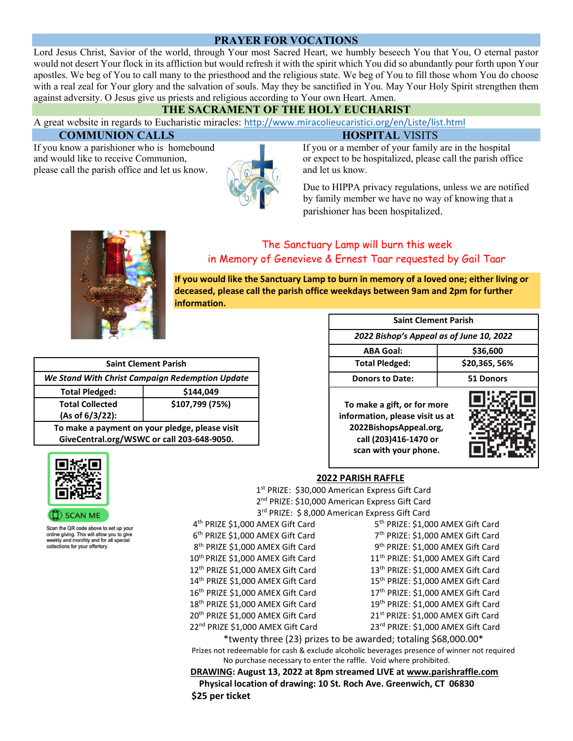## PRAYER FOR VOCATIONS

Lord Jesus Christ, Savior of the world, through Your most Sacred Heart, we humbly beseech You that You, O eternal pastor would not desert Your flock in its affliction but would refresh it with the spirit which You did so abundantly pour forth upon Your apostles. We beg of You to call many to the priesthood and the religious state. We beg of You to fill those whom You do choose with a real zeal for Your glory and the salvation of souls. May they be sanctified in You. May Your Holy Spirit strengthen them against adversity. O Jesus give us priests and religious according to Your own Heart. Amen.

## THE SACRAMENT OF THE HOLY EUCHARIST

A great website in regards to Eucharistic miracles: http://www.miracolieucaristici.org/en/Liste/list.html

## COMMUNION CALLS

If you know a parishioner who is homebound and would like to receive Communion, please call the parish office and let us know.

## HOSPITAL VISITS

If you or a member of your family are in the hospital or expect to be hospitalized, please call the parish office and let us know.

Due to HIPPA privacy regulations, unless we are notified by family member we have no way of knowing that a parishioner has been hospitalized.

The Sanctuary Lamp will burn this week in Memory of Genevieve & Ernest Taar requested by Gail Taar

**If you would like the Sanctuary Lamp to burn in memory of a loved one; either living or deceased, please call the parish office weekdays between 9am and 2pm for further information.**

| Saint Clement Parish | |
|---|---|
| *We Stand With Christ Campaign Redemption Update* | |
| Total Pledged: | $144,049 |
| Total Collected (As of 6/3/22): | $107,799 (75%) |
| To make a payment on your pledge, please visit GiveCentral.org/WSWC or call 203-648-9050. | |

SCAN ME

Scan the QR code above to set up your online giving. This will allow you to give weekly and monthly and for all special collections for your offertory.

| Saint Clement Parish | |
|---|---|
| *2022 Bishop's Appeal as of June 10, 2022* | |
| ABA Goal: | $36,600 |
| Total Pledged: | $20,365, 56% |
| Donors to Date: | 51 Donors |

**To make a gift, or for more information, please visit us at 2022BishopsAppeal.org, call (203)416-1470 or scan with your phone.**

## 2022 PARISH RAFFLE

1st PRIZE: $30,000 American Express Gift Card
2nd PRIZE: $10,000 American Express Gift Card
3rd PRIZE: $ 8,000 American Express Gift Card
4th PRIZE $1,000 AMEX Gift Card
5th PRIZE: $1,000 AMEX Gift Card
6th PRIZE $1,000 AMEX Gift Card
7th PRIZE: $1,000 AMEX Gift Card
8th PRIZE $1,000 AMEX Gift Card
9th PRIZE: $1,000 AMEX Gift Card
10th PRIZE $1,000 AMEX Gift Card
11th PRIZE: $1,000 AMEX Gift Card
12th PRIZE $1,000 AMEX Gift Card
13th PRIZE: $1,000 AMEX Gift Card
14th PRIZE $1,000 AMEX Gift Card
15th PRIZE: $1,000 AMEX Gift Card
16th PRIZE $1,000 AMEX Gift Card
17th PRIZE: $1,000 AMEX Gift Card
18th PRIZE $1,000 AMEX Gift Card
19th PRIZE: $1,000 AMEX Gift Card
20th PRIZE $1,000 AMEX Gift Card
21st PRIZE: $1,000 AMEX Gift Card
22nd PRIZE $1,000 AMEX Gift Card
23rd PRIZE: $1,000 AMEX Gift Card

*twenty three (23) prizes to be awarded; totaling $68,000.00*

Prizes not redeemable for cash & exclude alcoholic beverages presence of winner not required
No purchase necessary to enter the raffle. Void where prohibited.

**DRAWING: August 13, 2022 at 8pm streamed LIVE at www.parishraffle.com**
**Physical location of drawing: 10 St. Roch Ave. Greenwich, CT 06830**
**$25 per ticket**